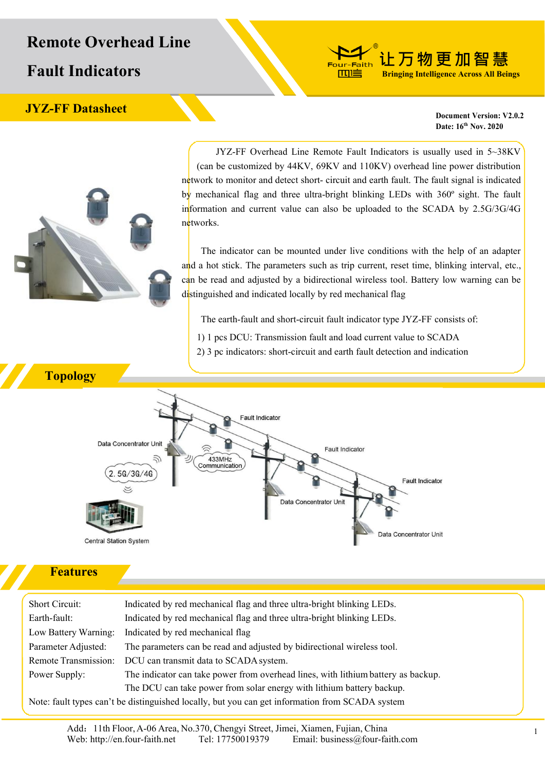# Remote Overhead Line Fault Indicators

让万物更加智慧
Bringing Intelligence Across All Beings

## JYZ-FF Datasheet

**Document Version: V2.0.2**
**Date: 16th Nov. 2020**

JYZ-FF Overhead Line Remote Fault Indicators is usually used in 5~38KV (can be customized by 44KV, 69KV and 110KV) overhead line power distribution network to monitor and detect short- circuit and earth fault. The fault signal is indicated by mechanical flag and three ultra-bright blinking LEDs with 360º sight. The fault information and current value can also be uploaded to the SCADA by 2.5G/3G/4G networks.

The indicator can be mounted under live conditions with the help of an adapter and a hot stick. The parameters such as trip current, reset time, blinking interval, etc., can be read and adjusted by a bidirectional wireless tool. Battery low warning can be distinguished and indicated locally by red mechanical flag

The earth-fault and short-circuit fault indicator type JYZ-FF consists of:

1) 1 pcs DCU: Transmission fault and load current value to SCADA
2) 3 pc indicators: short-circuit and earth fault detection and indication

## Topology

Fault Indicator
Data Concentrator Unit
433MHz Communication
2.5G/3G/4G
Fault Indicator
Fault Indicator
Data Concentrator Unit
Central Station System
Data Concentrator Unit

## Features

| | |
|---|---|
| Short Circuit: | Indicated by red mechanical flag and three ultra-bright blinking LEDs. |
| Earth-fault: | Indicated by red mechanical flag and three ultra-bright blinking LEDs. |
| Low Battery Warning: | Indicated by red mechanical flag |
| Parameter Adjusted: | The parameters can be read and adjusted by bidirectional wireless tool. |
| Remote Transmission: | DCU can transmit data to SCADA system. |
| Power Supply: | The indicator can take power from overhead lines, with lithium battery as backup. The DCU can take power from solar energy with lithium battery backup. |

Note: fault types can't be distinguished locally, but you can get information from SCADA system

Add: 11th Floor, A-06 Area, No.370, Chengyi Street, Jimei, Xiamen, Fujian, China
Web: http://en.four-faith.net Tel: 17750019379 Email: business@four-faith.com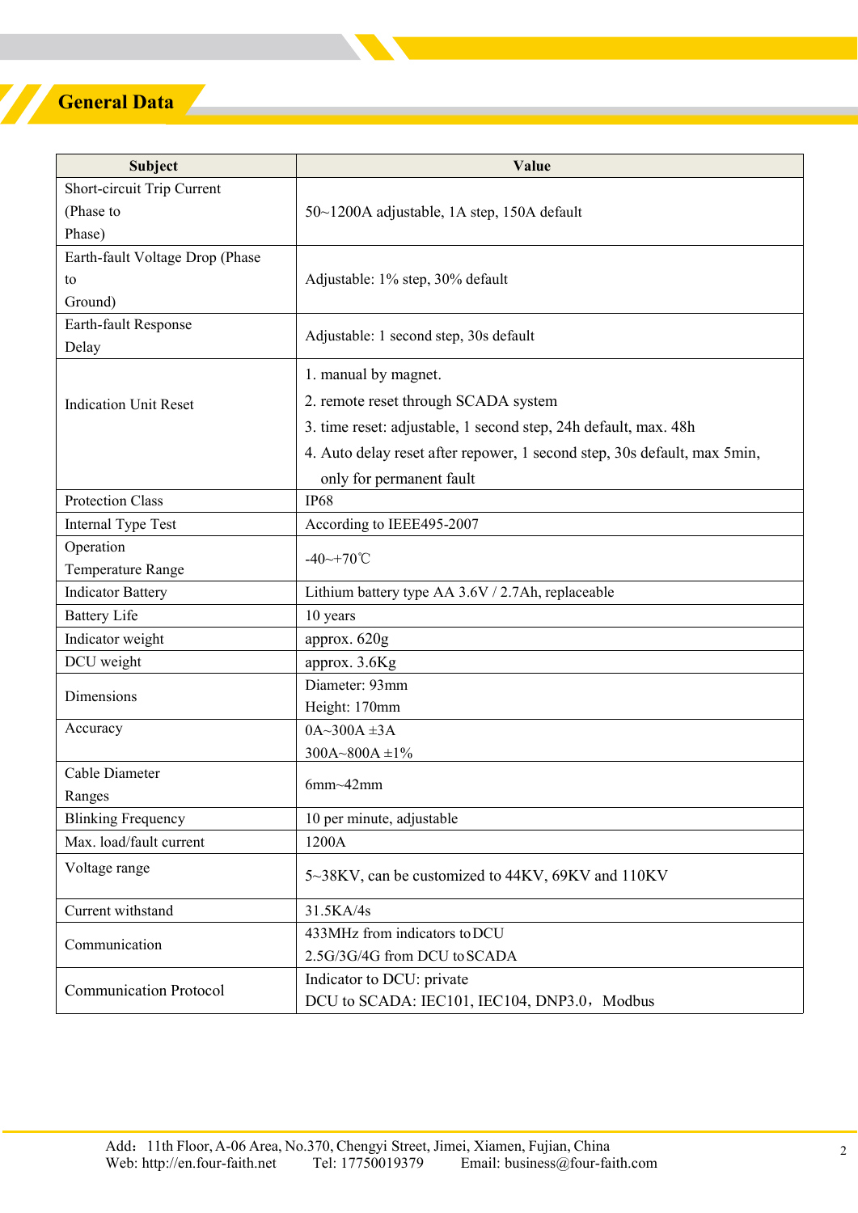## General Data

| Subject | Value |
|---|---|
| Short-circuit Trip Current (Phase to Phase) | 50~1200A adjustable, 1A step, 150A default |
| Earth-fault Voltage Drop (Phase to Ground) | Adjustable: 1% step, 30% default |
| Earth-fault Response Delay | Adjustable: 1 second step, 30s default |
| Indication Unit Reset | 1. manual by magnet.<br>2. remote reset through SCADA system<br>3. time reset: adjustable, 1 second step, 24h default, max. 48h<br>4. Auto delay reset after repower, 1 second step, 30s default, max 5min, only for permanent fault |
| Protection Class | IP68 |
| Internal Type Test | According to IEEE495-2007 |
| Operation Temperature Range | -40~+70℃ |
| Indicator Battery | Lithium battery type AA 3.6V / 2.7Ah, replaceable |
| Battery Life | 10 years |
| Indicator weight | approx. 620g |
| DCU weight | approx. 3.6Kg |
| Dimensions | Diameter: 93mm<br>Height: 170mm |
| Accuracy | 0A~300A ±3A<br>300A~800A ±1% |
| Cable Diameter Ranges | 6mm~42mm |
| Blinking Frequency | 10 per minute, adjustable |
| Max. load/fault current | 1200A |
| Voltage range | 5~38KV, can be customized to 44KV, 69KV and 110KV |
| Current withstand | 31.5KA/4s |
| Communication | 433MHz from indicators to DCU<br>2.5G/3G/4G from DCU to SCADA |
| Communication Protocol | Indicator to DCU: private<br>DCU to SCADA: IEC101, IEC104, DNP3.0， Modbus |

Add：11th Floor, A-06 Area, No.370, Chengyi Street, Jimei, Xiamen, Fujian, China
Web: http://en.four-faith.net Tel: 17750019379 Email: business@four-faith.com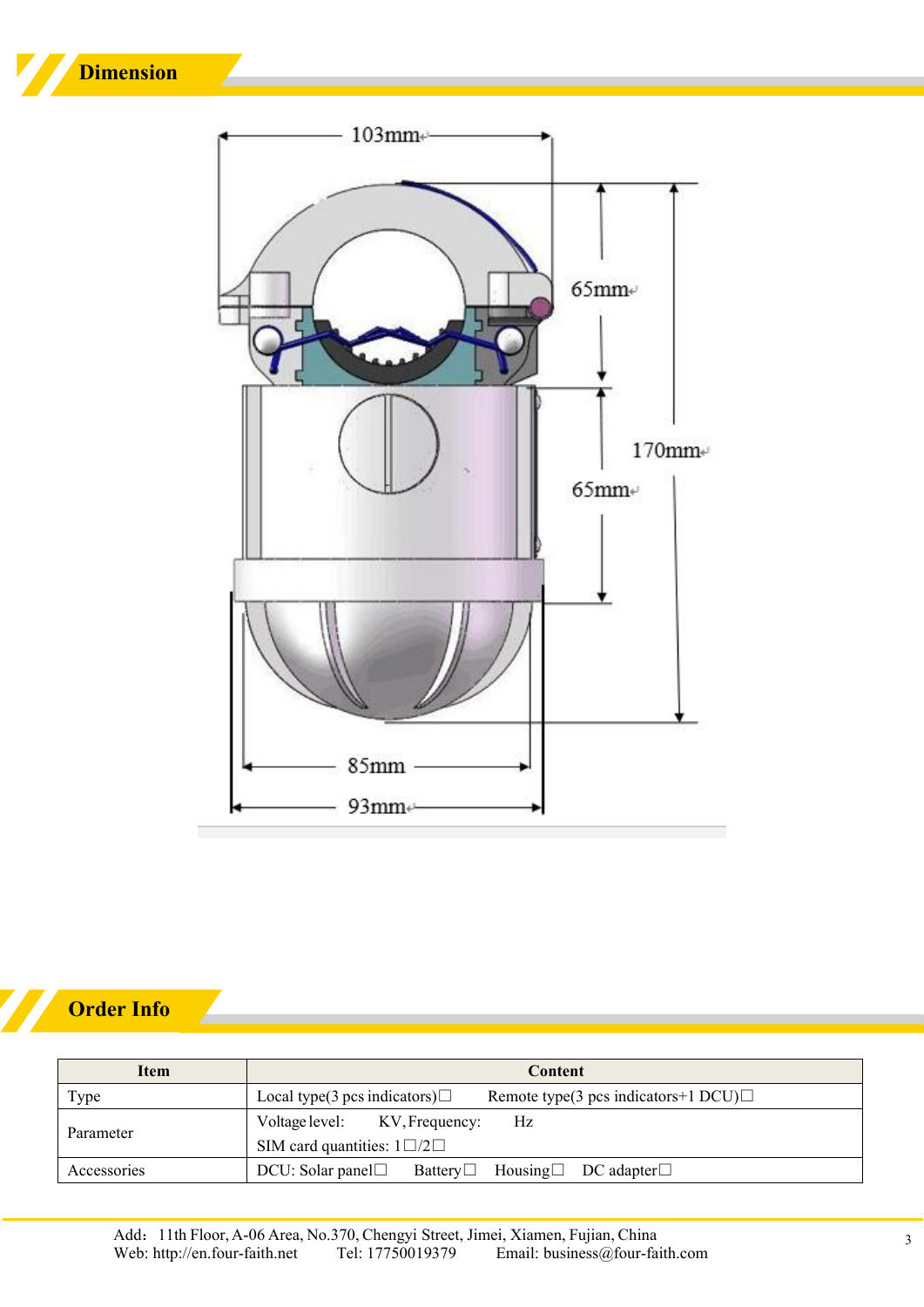## Dimension

103mm

65mm

170mm

65mm

85mm

93mm

## Order Info

| Item | Content |
|---|---|
| Type | Local type(3 pcs indicators)☐ Remote type(3 pcs indicators+1 DCU)☐ |
| Parameter | Voltage level: KV, Frequency: Hz<br>SIM card quantities: 1☐/2☐ |
| Accessories | DCU: Solar panel☐ Battery☐ Housing☐ DC adapter☐ |

Add：11th Floor, A-06 Area, No.370, Chengyi Street, Jimei, Xiamen, Fujian, China
Web: http://en.four-faith.net Tel: 17750019379 Email: business@four-faith.com